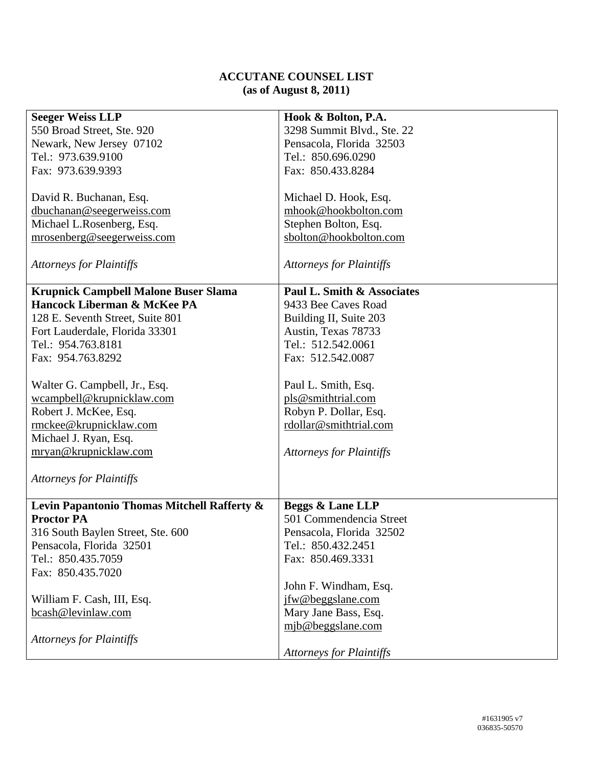# ACCUTANE COUNSEL LIST
## (as of August 8, 2011)

| | |
|---|---|
| **Seeger Weiss LLP**<br>550 Broad Street, Ste. 920<br>Newark, New Jersey 07102<br>Tel.: 973.639.9100<br>Fax: 973.639.9393<br><br>David R. Buchanan, Esq.<br>dbuchanan@seegerweiss.com<br>Michael L.Rosenberg, Esq.<br>mrosenberg@seegerweiss.com<br><br>*Attorneys for Plaintiffs* | **Hook & Bolton, P.A.**<br>3298 Summit Blvd., Ste. 22<br>Pensacola, Florida 32503<br>Tel.: 850.696.0290<br>Fax: 850.433.8284<br><br>Michael D. Hook, Esq.<br>mhook@hookbolton.com<br>Stephen Bolton, Esq.<br>sbolton@hookbolton.com<br><br>*Attorneys for Plaintiffs* |
| **Krupnick Campbell Malone Buser Slama Hancock Liberman & McKee PA**<br>128 E. Seventh Street, Suite 801<br>Fort Lauderdale, Florida 33301<br>Tel.: 954.763.8181<br>Fax: 954.763.8292<br><br>Walter G. Campbell, Jr., Esq.<br>wcampbell@krupnicklaw.com<br>Robert J. McKee, Esq.<br>rmckee@krupnicklaw.com<br>Michael J. Ryan, Esq.<br>mryan@krupnicklaw.com<br><br>*Attorneys for Plaintiffs* | **Paul L. Smith & Associates**<br>9433 Bee Caves Road<br>Building II, Suite 203<br>Austin, Texas 78733<br>Tel.: 512.542.0061<br>Fax: 512.542.0087<br><br>Paul L. Smith, Esq.<br>pls@smithtrial.com<br>Robyn P. Dollar, Esq.<br>rdollar@smithtrial.com<br><br>*Attorneys for Plaintiffs* |
| **Levin Papantonio Thomas Mitchell Rafferty & Proctor PA**<br>316 South Baylen Street, Ste. 600<br>Pensacola, Florida 32501<br>Tel.: 850.435.7059<br>Fax: 850.435.7020<br><br>William F. Cash, III, Esq.<br>bcash@levinlaw.com<br><br>*Attorneys for Plaintiffs* | **Beggs & Lane LLP**<br>501 Commendencia Street<br>Pensacola, Florida 32502<br>Tel.: 850.432.2451<br>Fax: 850.469.3331<br><br>John F. Windham, Esq.<br>jfw@beggslane.com<br>Mary Jane Bass, Esq.<br>mjb@beggslane.com<br><br>*Attorneys for Plaintiffs* |

#1631905 v7
036835-50570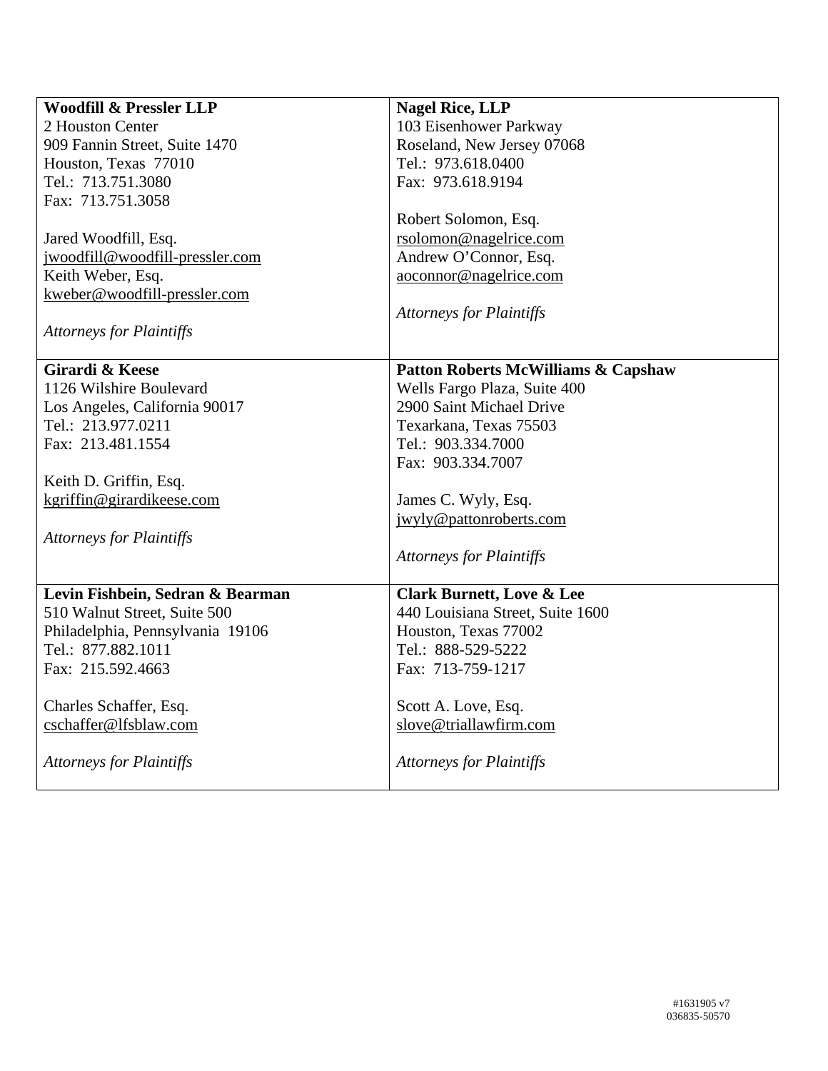| **Woodfill & Pressler LLP**<br>2 Houston Center<br>909 Fannin Street, Suite 1470<br>Houston, Texas 77010<br>Tel.: 713.751.3080<br>Fax: 713.751.3058<br><br>Jared Woodfill, Esq.<br>jwoodfill@woodfill-pressler.com<br>Keith Weber, Esq.<br>kweber@woodfill-pressler.com<br><br>*Attorneys for Plaintiffs* | **Nagel Rice, LLP**<br>103 Eisenhower Parkway<br>Roseland, New Jersey 07068<br>Tel.: 973.618.0400<br>Fax: 973.618.9194<br><br>Robert Solomon, Esq.<br>rsolomon@nagelrice.com<br>Andrew O'Connor, Esq.<br>aoconnor@nagelrice.com<br><br>*Attorneys for Plaintiffs* |
|---|---|
| **Girardi & Keese**<br>1126 Wilshire Boulevard<br>Los Angeles, California 90017<br>Tel.: 213.977.0211<br>Fax: 213.481.1554<br><br>Keith D. Griffin, Esq.<br>kgriffin@girardikeese.com<br><br>*Attorneys for Plaintiffs* | **Patton Roberts McWilliams & Capshaw**<br>Wells Fargo Plaza, Suite 400<br>2900 Saint Michael Drive<br>Texarkana, Texas 75503<br>Tel.: 903.334.7000<br>Fax: 903.334.7007<br><br>James C. Wyly, Esq.<br>jwyly@pattonroberts.com<br><br>*Attorneys for Plaintiffs* |
| **Levin Fishbein, Sedran & Bearman**<br>510 Walnut Street, Suite 500<br>Philadelphia, Pennsylvania 19106<br>Tel.: 877.882.1011<br>Fax: 215.592.4663<br><br>Charles Schaffer, Esq.<br>cschaffer@lfsblaw.com<br><br>*Attorneys for Plaintiffs* | **Clark Burnett, Love & Lee**<br>440 Louisiana Street, Suite 1600<br>Houston, Texas 77002<br>Tel.: 888-529-5222<br>Fax: 713-759-1217<br><br>Scott A. Love, Esq.<br>slove@triallawfirm.com<br><br>*Attorneys for Plaintiffs* |

#1631905 v7
036835-50570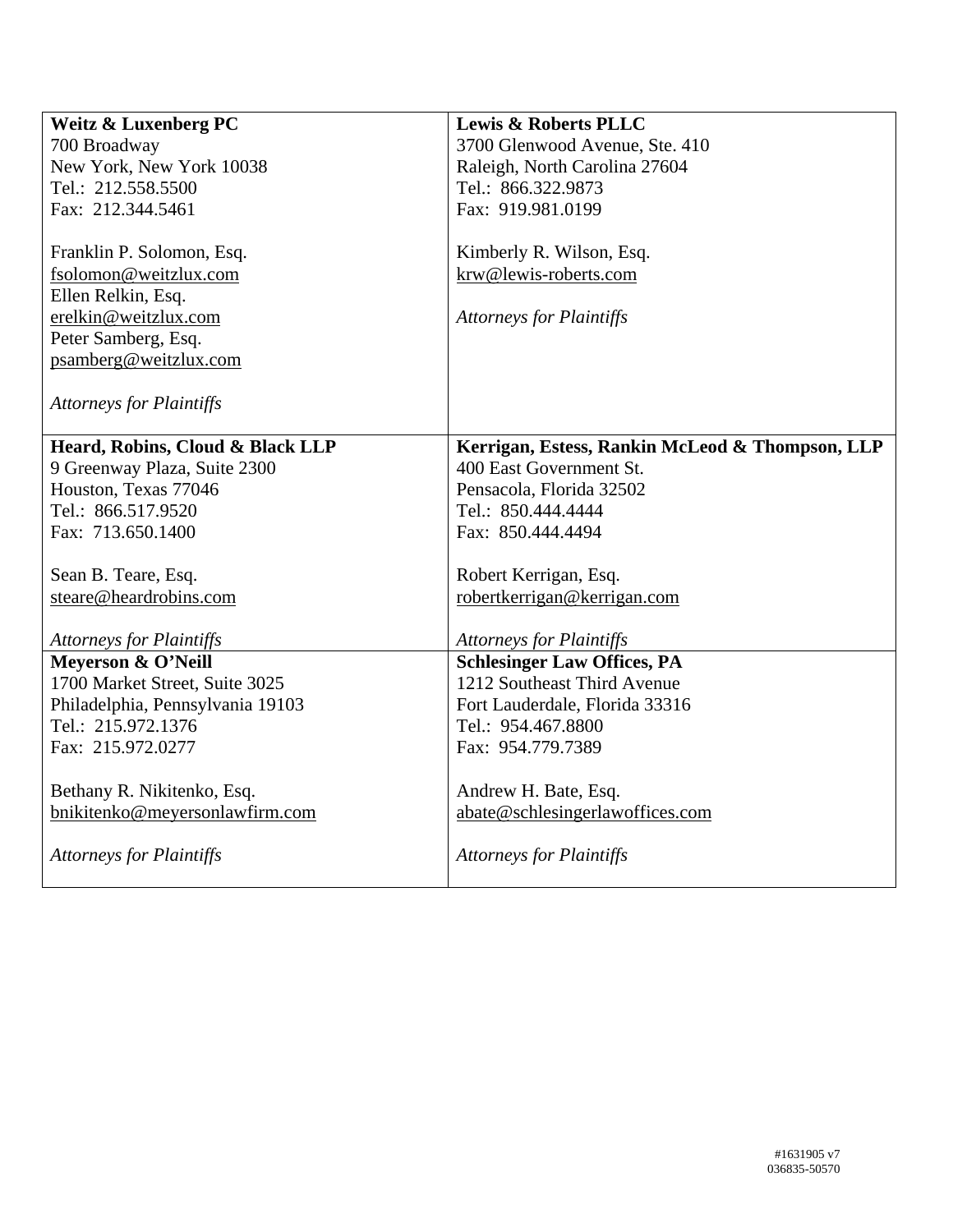| | |
|---|---|
| **Weitz & Luxenberg PC**<br>700 Broadway<br>New York, New York 10038<br>Tel.: 212.558.5500<br>Fax: 212.344.5461<br><br>Franklin P. Solomon, Esq.<br>fsolomon@weitzlux.com<br>Ellen Relkin, Esq.<br>erelkin@weitzlux.com<br>Peter Samberg, Esq.<br>psamberg@weitzlux.com<br><br>*Attorneys for Plaintiffs* | **Lewis & Roberts PLLC**<br>3700 Glenwood Avenue, Ste. 410<br>Raleigh, North Carolina 27604<br>Tel.: 866.322.9873<br>Fax: 919.981.0199<br><br>Kimberly R. Wilson, Esq.<br>krw@lewis-roberts.com<br><br>*Attorneys for Plaintiffs* |
| **Heard, Robins, Cloud & Black LLP**<br>9 Greenway Plaza, Suite 2300<br>Houston, Texas 77046<br>Tel.: 866.517.9520<br>Fax: 713.650.1400<br><br>Sean B. Teare, Esq.<br>steare@heardrobins.com<br><br>*Attorneys for Plaintiffs* | **Kerrigan, Estess, Rankin McLeod & Thompson, LLP**<br>400 East Government St.<br>Pensacola, Florida 32502<br>Tel.: 850.444.4444<br>Fax: 850.444.4494<br><br>Robert Kerrigan, Esq.<br>robertkerrigan@kerrigan.com<br><br>*Attorneys for Plaintiffs* |
| **Meyerson & O'Neill**<br>1700 Market Street, Suite 3025<br>Philadelphia, Pennsylvania 19103<br>Tel.: 215.972.1376<br>Fax: 215.972.0277<br><br>Bethany R. Nikitenko, Esq.<br>bnikitenko@meyersonlawfirm.com<br><br>*Attorneys for Plaintiffs* | **Schlesinger Law Offices, PA**<br>1212 Southeast Third Avenue<br>Fort Lauderdale, Florida 33316<br>Tel.: 954.467.8800<br>Fax: 954.779.7389<br><br>Andrew H. Bate, Esq.<br>abate@schlesingerlawoffices.com<br><br>*Attorneys for Plaintiffs* |

#1631905 v7
036835-50570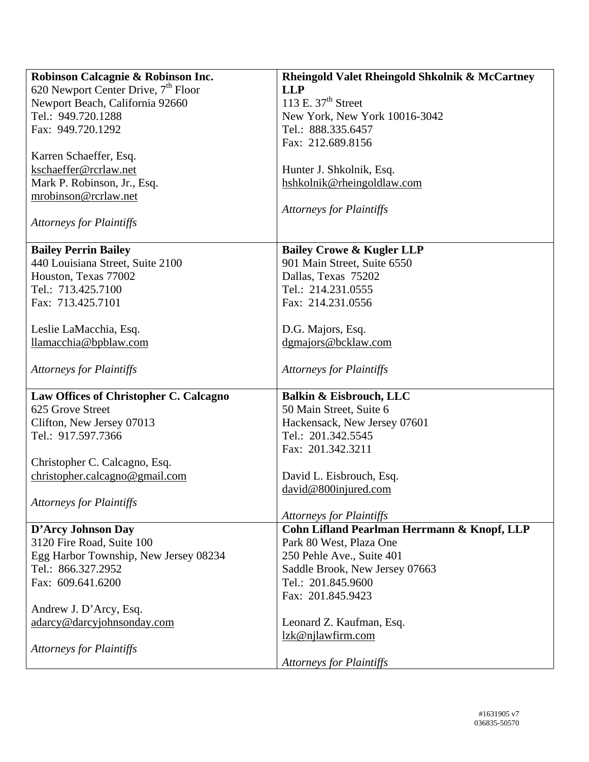| | |
|---|---|
| **Robinson Calcagnie & Robinson Inc.**<br>620 Newport Center Drive, 7th Floor<br>Newport Beach, California 92660<br>Tel.: 949.720.1288<br>Fax: 949.720.1292<br><br>Karren Schaeffer, Esq.<br>kschaeffer@rcrlaw.net<br>Mark P. Robinson, Jr., Esq.<br>mrobinson@rcrlaw.net<br><br>*Attorneys for Plaintiffs* | **Rheingold Valet Rheingold Shkolnik & McCartney LLP**<br>113 E. 37th Street<br>New York, New York 10016-3042<br>Tel.: 888.335.6457<br>Fax: 212.689.8156<br><br>Hunter J. Shkolnik, Esq.<br>hshkolnik@rheingoldlaw.com<br><br>*Attorneys for Plaintiffs* |
| **Bailey Perrin Bailey**<br>440 Louisiana Street, Suite 2100<br>Houston, Texas 77002<br>Tel.: 713.425.7100<br>Fax: 713.425.7101<br><br>Leslie LaMacchia, Esq.<br>llamacchia@bpblaw.com<br><br>*Attorneys for Plaintiffs* | **Bailey Crowe & Kugler LLP**<br>901 Main Street, Suite 6550<br>Dallas, Texas 75202<br>Tel.: 214.231.0555<br>Fax: 214.231.0556<br><br>D.G. Majors, Esq.<br>dgmajors@bcklaw.com<br><br>*Attorneys for Plaintiffs* |
| **Law Offices of Christopher C. Calcagno**<br>625 Grove Street<br>Clifton, New Jersey 07013<br>Tel.: 917.597.7366<br><br>Christopher C. Calcagno, Esq.<br>christopher.calcagno@gmail.com<br><br>*Attorneys for Plaintiffs* | **Balkin & Eisbrouch, LLC**<br>50 Main Street, Suite 6<br>Hackensack, New Jersey 07601<br>Tel.: 201.342.5545<br>Fax: 201.342.3211<br><br>David L. Eisbrouch, Esq.<br>david@800injured.com<br><br>*Attorneys for Plaintiffs* |
| **D'Arcy Johnson Day**<br>3120 Fire Road, Suite 100<br>Egg Harbor Township, New Jersey 08234<br>Tel.: 866.327.2952<br>Fax: 609.641.6200<br><br>Andrew J. D'Arcy, Esq.<br>adarcy@darcyjohnsonday.com<br><br>*Attorneys for Plaintiffs* | **Cohn Lifland Pearlman Herrmann & Knopf, LLP**<br>Park 80 West, Plaza One<br>250 Pehle Ave., Suite 401<br>Saddle Brook, New Jersey 07663<br>Tel.: 201.845.9600<br>Fax: 201.845.9423<br><br>Leonard Z. Kaufman, Esq.<br>lzk@njlawfirm.com<br><br>*Attorneys for Plaintiffs* |

#1631905 v7
036835-50570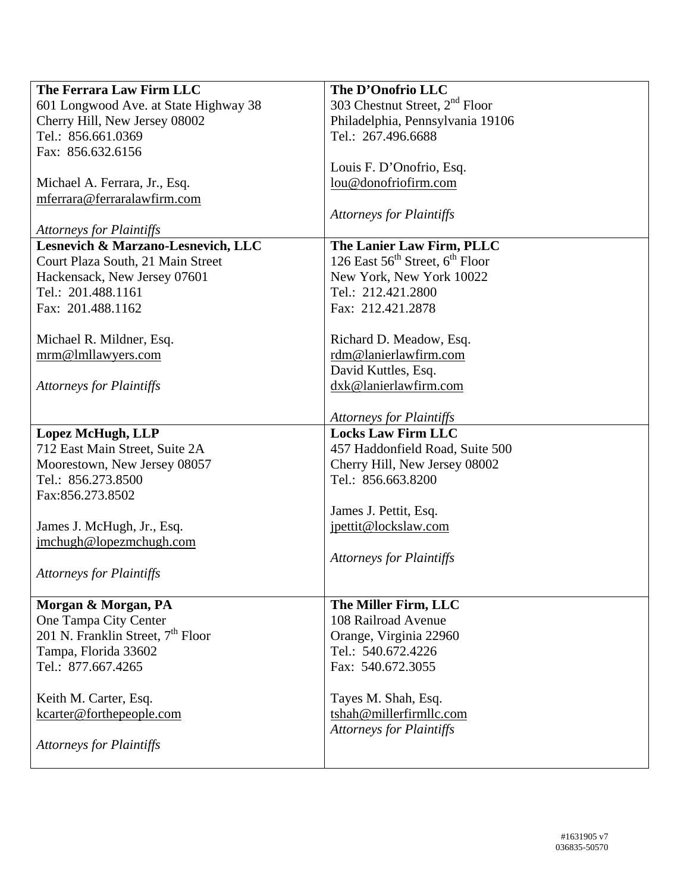| | |
|---|---|
| **The Ferrara Law Firm LLC**<br>601 Longwood Ave. at State Highway 38<br>Cherry Hill, New Jersey 08002<br>Tel.: 856.661.0369<br>Fax: 856.632.6156<br><br>Michael A. Ferrara, Jr., Esq.<br>mferrara@ferraralawfirm.com<br><br>*Attorneys for Plaintiffs* | **The D'Onofrio LLC**<br>303 Chestnut Street, 2nd Floor<br>Philadelphia, Pennsylvania 19106<br>Tel.: 267.496.6688<br><br>Louis F. D'Onofrio, Esq.<br>lou@donofriofirm.com<br><br>*Attorneys for Plaintiffs* |
| **Lesnevich & Marzano-Lesnevich, LLC**<br>Court Plaza South, 21 Main Street<br>Hackensack, New Jersey 07601<br>Tel.: 201.488.1161<br>Fax: 201.488.1162<br><br>Michael R. Mildner, Esq.<br>mrm@lmllawyers.com<br><br>*Attorneys for Plaintiffs* | **The Lanier Law Firm, PLLC**<br>126 East 56th Street, 6th Floor<br>New York, New York 10022<br>Tel.: 212.421.2800<br>Fax: 212.421.2878<br><br>Richard D. Meadow, Esq.<br>rdm@lanierlawfirm.com<br>David Kuttles, Esq.<br>dxk@lanierlawfirm.com<br><br>*Attorneys for Plaintiffs* |
| **Lopez McHugh, LLP**<br>712 East Main Street, Suite 2A<br>Moorestown, New Jersey 08057<br>Tel.: 856.273.8500<br>Fax:856.273.8502<br><br>James J. McHugh, Jr., Esq.<br>jmchugh@lopezmchugh.com<br><br>*Attorneys for Plaintiffs* | **Locks Law Firm LLC**<br>457 Haddonfield Road, Suite 500<br>Cherry Hill, New Jersey 08002<br>Tel.: 856.663.8200<br><br>James J. Pettit, Esq.<br>jpettit@lockslaw.com<br><br>*Attorneys for Plaintiffs* |
| **Morgan & Morgan, PA**<br>One Tampa City Center<br>201 N. Franklin Street, 7th Floor<br>Tampa, Florida 33602<br>Tel.: 877.667.4265<br><br>Keith M. Carter, Esq.<br>kcarter@forthepeople.com<br><br>*Attorneys for Plaintiffs* | **The Miller Firm, LLC**<br>108 Railroad Avenue<br>Orange, Virginia 22960<br>Tel.: 540.672.4226<br>Fax: 540.672.3055<br><br>Tayes M. Shah, Esq.<br>tshah@millerfirmllc.com<br>*Attorneys for Plaintiffs* |

#1631905 v7
036835-50570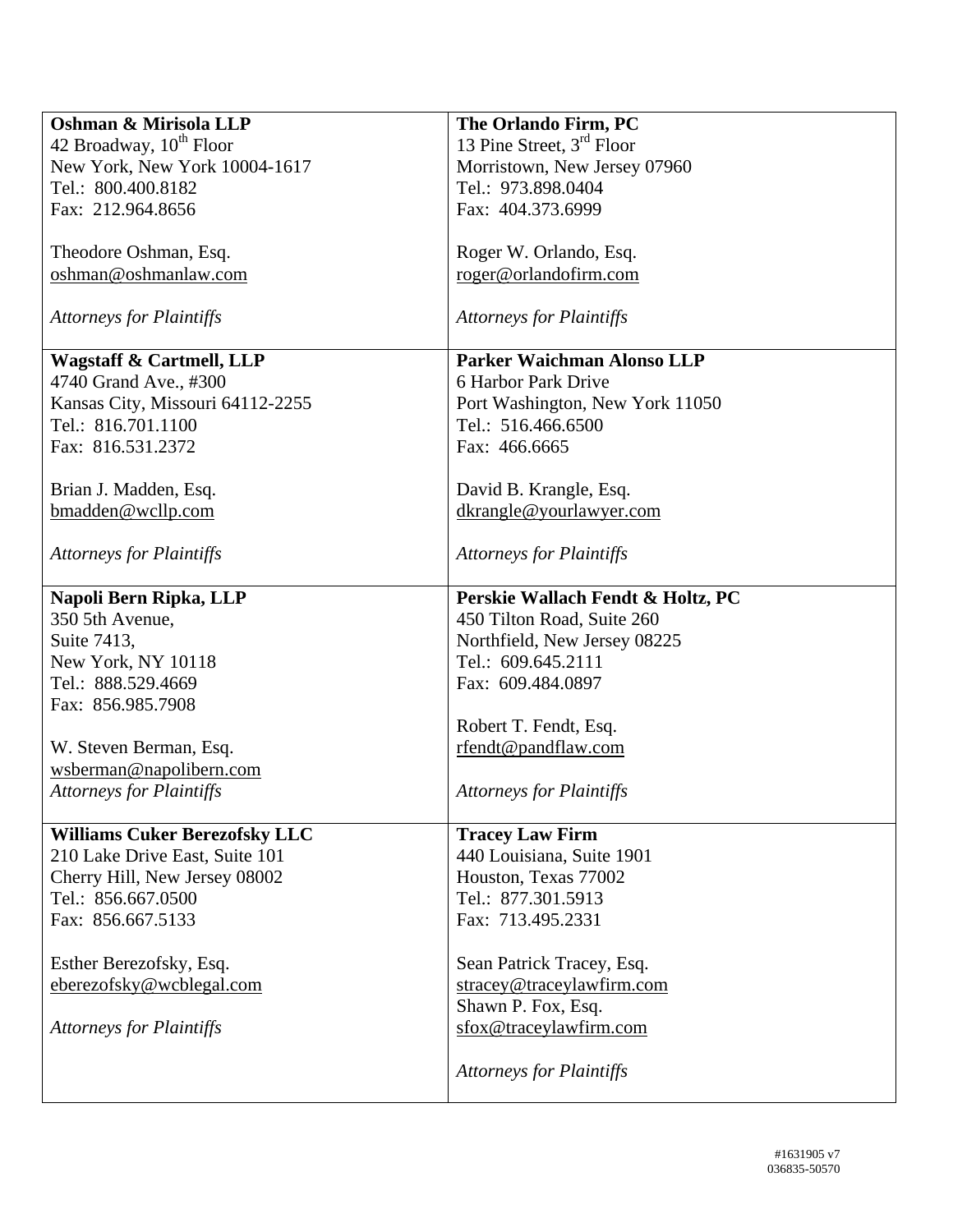| **Oshman & Mirisola LLP**<br>42 Broadway, 10th Floor<br>New York, New York 10004-1617<br>Tel.: 800.400.8182<br>Fax: 212.964.8656<br><br>Theodore Oshman, Esq.<br>oshman@oshmanlaw.com<br><br>*Attorneys for Plaintiffs* | **The Orlando Firm, PC**<br>13 Pine Street, 3rd Floor<br>Morristown, New Jersey 07960<br>Tel.: 973.898.0404<br>Fax: 404.373.6999<br><br>Roger W. Orlando, Esq.<br>roger@orlandofirm.com<br><br>*Attorneys for Plaintiffs* |
|---|---|
| **Wagstaff & Cartmell, LLP**<br>4740 Grand Ave., #300<br>Kansas City, Missouri 64112-2255<br>Tel.: 816.701.1100<br>Fax: 816.531.2372<br><br>Brian J. Madden, Esq.<br>bmadden@wcllp.com<br><br>*Attorneys for Plaintiffs* | **Parker Waichman Alonso LLP**<br>6 Harbor Park Drive<br>Port Washington, New York 11050<br>Tel.: 516.466.6500<br>Fax: 466.6665<br><br>David B. Krangle, Esq.<br>dkrangle@yourlawyer.com<br><br>*Attorneys for Plaintiffs* |
| **Napoli Bern Ripka, LLP**<br>350 5th Avenue,<br>Suite 7413,<br>New York, NY 10118<br>Tel.: 888.529.4669<br>Fax: 856.985.7908<br><br>W. Steven Berman, Esq.<br>wsberman@napolibern.com<br>*Attorneys for Plaintiffs* | **Perskie Wallach Fendt & Holtz, PC**<br>450 Tilton Road, Suite 260<br>Northfield, New Jersey 08225<br>Tel.: 609.645.2111<br>Fax: 609.484.0897<br><br>Robert T. Fendt, Esq.<br>rfendt@pandflaw.com<br><br>*Attorneys for Plaintiffs* |
| **Williams Cuker Berezofsky LLC**<br>210 Lake Drive East, Suite 101<br>Cherry Hill, New Jersey 08002<br>Tel.: 856.667.0500<br>Fax: 856.667.5133<br><br>Esther Berezofsky, Esq.<br>eberezofsky@wcblegal.com<br><br>*Attorneys for Plaintiffs* | **Tracey Law Firm**<br>440 Louisiana, Suite 1901<br>Houston, Texas 77002<br>Tel.: 877.301.5913<br>Fax: 713.495.2331<br><br>Sean Patrick Tracey, Esq.<br>stracey@traceylawfirm.com<br>Shawn P. Fox, Esq.<br>sfox@traceylawfirm.com<br><br>*Attorneys for Plaintiffs* |

#1631905 v7
036835-50570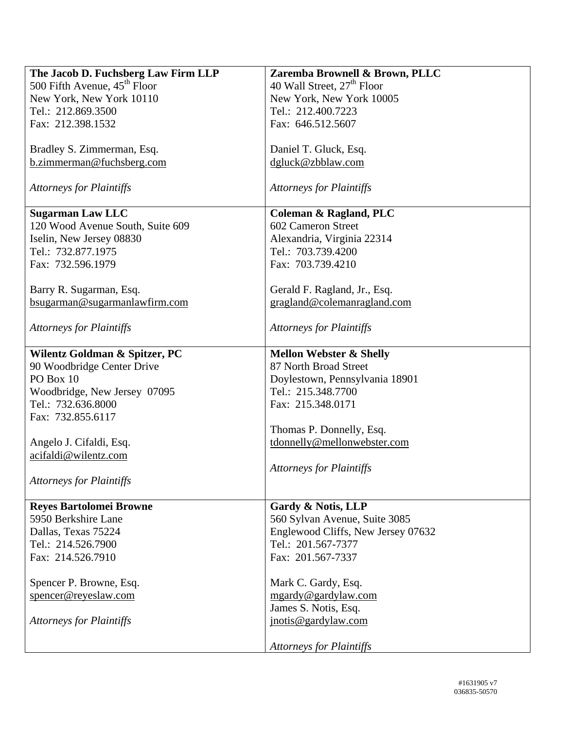| | |
|---|---|
| **The Jacob D. Fuchsberg Law Firm LLP**<br>500 Fifth Avenue, 45th Floor<br>New York, New York 10110<br>Tel.: 212.869.3500<br>Fax: 212.398.1532<br><br>Bradley S. Zimmerman, Esq.<br>b.zimmerman@fuchsberg.com<br><br>*Attorneys for Plaintiffs* | **Zaremba Brownell & Brown, PLLC**<br>40 Wall Street, 27th Floor<br>New York, New York 10005<br>Tel.: 212.400.7223<br>Fax: 646.512.5607<br><br>Daniel T. Gluck, Esq.<br>dgluck@zbblaw.com<br><br>*Attorneys for Plaintiffs* |
| **Sugarman Law LLC**<br>120 Wood Avenue South, Suite 609<br>Iselin, New Jersey 08830<br>Tel.: 732.877.1975<br>Fax: 732.596.1979<br><br>Barry R. Sugarman, Esq.<br>bsugarman@sugarmanlawfirm.com<br><br>*Attorneys for Plaintiffs* | **Coleman & Ragland, PLC**<br>602 Cameron Street<br>Alexandria, Virginia 22314<br>Tel.: 703.739.4200<br>Fax: 703.739.4210<br><br>Gerald F. Ragland, Jr., Esq.<br>gragland@colemanragland.com<br><br>*Attorneys for Plaintiffs* |
| **Wilentz Goldman & Spitzer, PC**<br>90 Woodbridge Center Drive<br>PO Box 10<br>Woodbridge, New Jersey 07095<br>Tel.: 732.636.8000<br>Fax: 732.855.6117<br><br>Angelo J. Cifaldi, Esq.<br>acifaldi@wilentz.com<br><br>*Attorneys for Plaintiffs* | **Mellon Webster & Shelly**<br>87 North Broad Street<br>Doylestown, Pennsylvania 18901<br>Tel.: 215.348.7700<br>Fax: 215.348.0171<br><br>Thomas P. Donnelly, Esq.<br>tdonnelly@mellonwebster.com<br><br>*Attorneys for Plaintiffs* |
| **Reyes Bartolomei Browne**<br>5950 Berkshire Lane<br>Dallas, Texas 75224<br>Tel.: 214.526.7900<br>Fax: 214.526.7910<br><br>Spencer P. Browne, Esq.<br>spencer@reyeslaw.com<br><br>*Attorneys for Plaintiffs* | **Gardy & Notis, LLP**<br>560 Sylvan Avenue, Suite 3085<br>Englewood Cliffs, New Jersey 07632<br>Tel.: 201.567-7377<br>Fax: 201.567-7337<br><br>Mark C. Gardy, Esq.<br>mgardy@gardylaw.com<br>James S. Notis, Esq.<br>jnotis@gardylaw.com<br><br>*Attorneys for Plaintiffs* |

#1631905 v7
036835-50570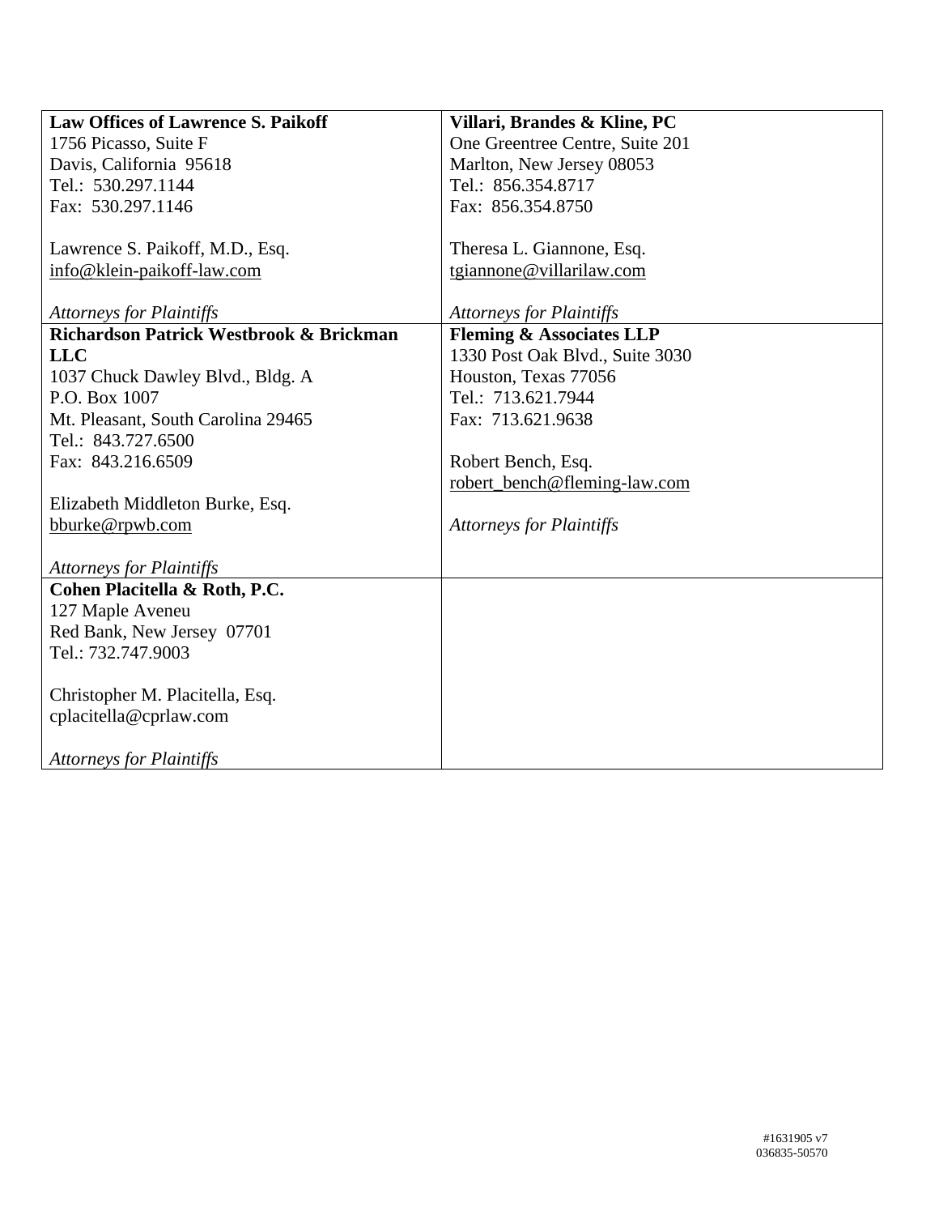| | |
|---|---|
| **Law Offices of Lawrence S. Paikoff**<br>1756 Picasso, Suite F<br>Davis, California 95618<br>Tel.: 530.297.1144<br>Fax: 530.297.1146<br><br>Lawrence S. Paikoff, M.D., Esq.<br>info@klein-paikoff-law.com<br><br>*Attorneys for Plaintiffs* | **Villari, Brandes & Kline, PC**<br>One Greentree Centre, Suite 201<br>Marlton, New Jersey 08053<br>Tel.: 856.354.8717<br>Fax: 856.354.8750<br><br>Theresa L. Giannone, Esq.<br>tgiannone@villarilaw.com<br><br>*Attorneys for Plaintiffs* |
| **Richardson Patrick Westbrook & Brickman LLC**<br>1037 Chuck Dawley Blvd., Bldg. A<br>P.O. Box 1007<br>Mt. Pleasant, South Carolina 29465<br>Tel.: 843.727.6500<br>Fax: 843.216.6509<br><br>Elizabeth Middleton Burke, Esq.<br>bburke@rpwb.com<br><br>*Attorneys for Plaintiffs* | **Fleming & Associates LLP**<br>1330 Post Oak Blvd., Suite 3030<br>Houston, Texas 77056<br>Tel.: 713.621.7944<br>Fax: 713.621.9638<br><br>Robert Bench, Esq.<br>robert_bench@fleming-law.com<br><br>*Attorneys for Plaintiffs* |
| **Cohen Placitella & Roth, P.C.**<br>127 Maple Aveneu<br>Red Bank, New Jersey 07701<br>Tel.: 732.747.9003<br><br>Christopher M. Placitella, Esq.<br>cplacitella@cprlaw.com<br><br>*Attorneys for Plaintiffs* | |

#1631905 v7
036835-50570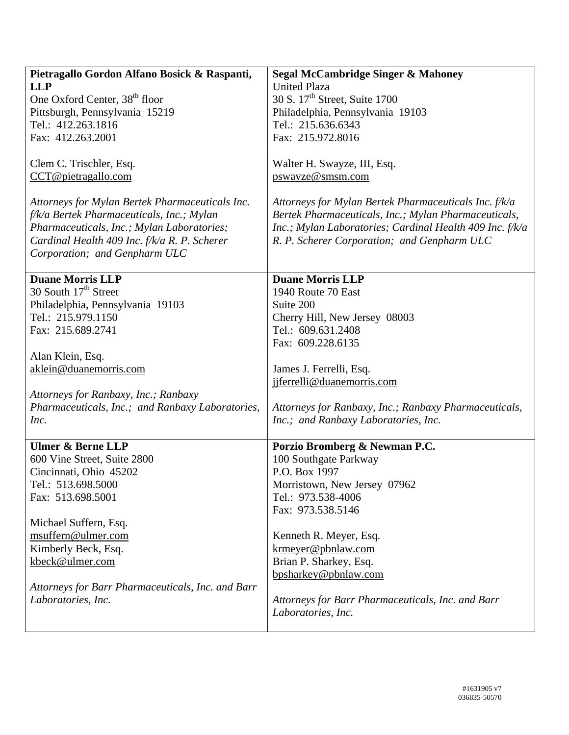| **Pietragallo Gordon Alfano Bosick & Raspanti, LLP**<br>One Oxford Center, 38th floor<br>Pittsburgh, Pennsylvania 15219<br>Tel.: 412.263.1816<br>Fax: 412.263.2001<br><br>Clem C. Trischler, Esq.<br>CCT@pietragallo.com<br><br>*Attorneys for Mylan Bertek Pharmaceuticals Inc. f/k/a Bertek Pharmaceuticals, Inc.; Mylan Pharmaceuticals, Inc.; Mylan Laboratories; Cardinal Health 409 Inc. f/k/a R. P. Scherer Corporation; and Genpharm ULC* | **Segal McCambridge Singer & Mahoney**<br>United Plaza<br>30 S. 17th Street, Suite 1700<br>Philadelphia, Pennsylvania 19103<br>Tel.: 215.636.6343<br>Fax: 215.972.8016<br><br>Walter H. Swayze, III, Esq.<br>pswayze@smsm.com<br><br>*Attorneys for Mylan Bertek Pharmaceuticals Inc. f/k/a Bertek Pharmaceuticals, Inc.; Mylan Pharmaceuticals, Inc.; Mylan Laboratories; Cardinal Health 409 Inc. f/k/a R. P. Scherer Corporation; and Genpharm ULC* |
|---|---|
| **Duane Morris LLP**<br>30 South 17th Street<br>Philadelphia, Pennsylvania 19103<br>Tel.: 215.979.1150<br>Fax: 215.689.2741<br><br>Alan Klein, Esq.<br>aklein@duanemorris.com<br><br>*Attorneys for Ranbaxy, Inc.; Ranbaxy Pharmaceuticals, Inc.; and Ranbaxy Laboratories, Inc.* | **Duane Morris LLP**<br>1940 Route 70 East<br>Suite 200<br>Cherry Hill, New Jersey 08003<br>Tel.: 609.631.2408<br>Fax: 609.228.6135<br><br>James J. Ferrelli, Esq.<br>jjferrelli@duanemorris.com<br><br>*Attorneys for Ranbaxy, Inc.; Ranbaxy Pharmaceuticals, Inc.; and Ranbaxy Laboratories, Inc.* |
| **Ulmer & Berne LLP**<br>600 Vine Street, Suite 2800<br>Cincinnati, Ohio 45202<br>Tel.: 513.698.5000<br>Fax: 513.698.5001<br><br>Michael Suffern, Esq.<br>msuffern@ulmer.com<br>Kimberly Beck, Esq.<br>kbeck@ulmer.com<br><br>*Attorneys for Barr Pharmaceuticals, Inc. and Barr Laboratories, Inc.* | **Porzio Bromberg & Newman P.C.**<br>100 Southgate Parkway<br>P.O. Box 1997<br>Morristown, New Jersey 07962<br>Tel.: 973.538-4006<br>Fax: 973.538.5146<br><br>Kenneth R. Meyer, Esq.<br>krmeyer@pbnlaw.com<br>Brian P. Sharkey, Esq.<br>bpsharkey@pbnlaw.com<br><br>*Attorneys for Barr Pharmaceuticals, Inc. and Barr Laboratories, Inc.* |

#1631905 v7
036835-50570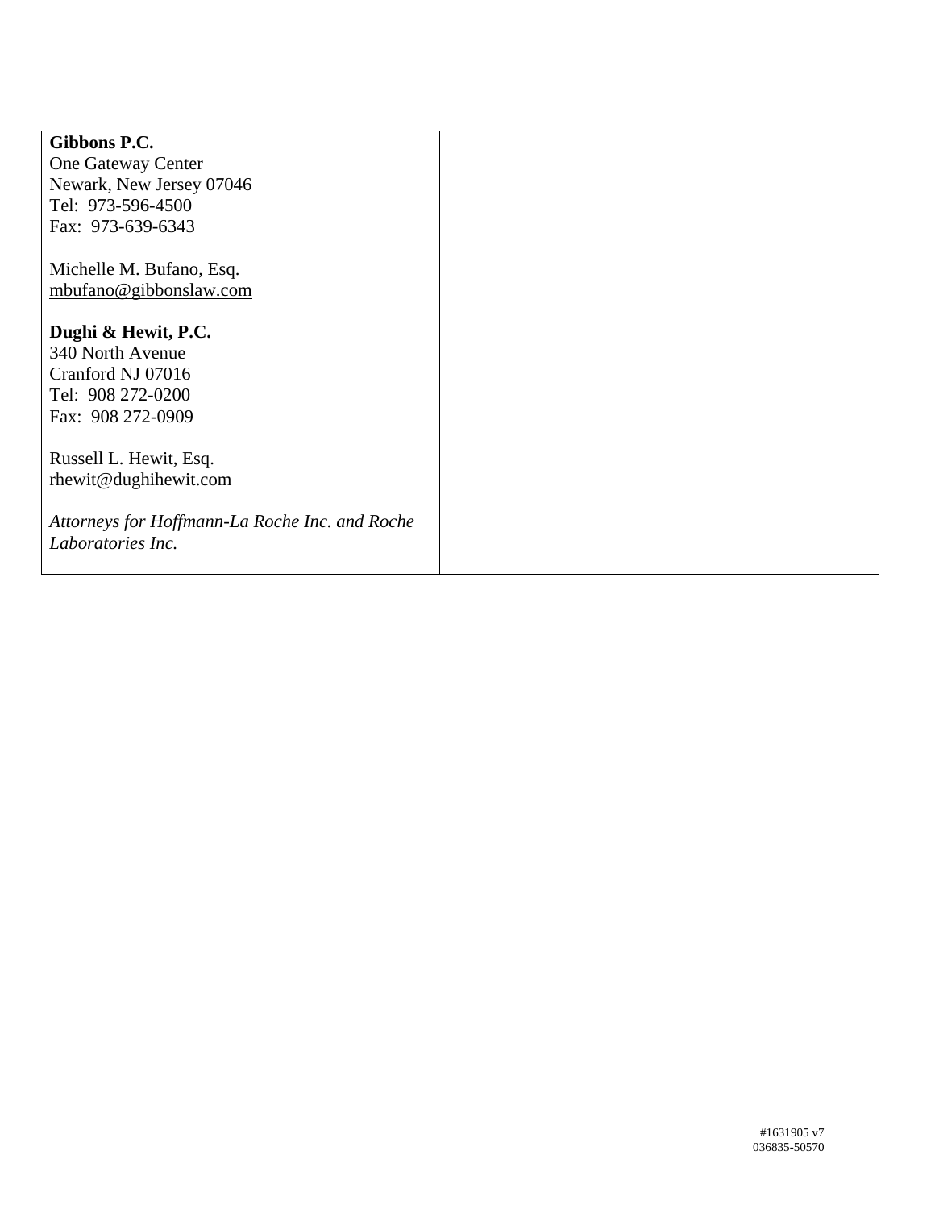| | |
|---|---|
| **Gibbons P.C.**<br>One Gateway Center<br>Newark, New Jersey 07046<br>Tel: 973-596-4500<br>Fax: 973-639-6343<br><br>Michelle M. Bufano, Esq.<br>mbufano@gibbonslaw.com<br><br>**Dughi & Hewit, P.C.**<br>340 North Avenue<br>Cranford NJ 07016<br>Tel: 908 272-0200<br>Fax: 908 272-0909<br><br>Russell L. Hewit, Esq.<br>rhewit@dughihewit.com<br><br>*Attorneys for Hoffmann-La Roche Inc. and Roche Laboratories Inc.* | |

#1631905 v7
036835-50570